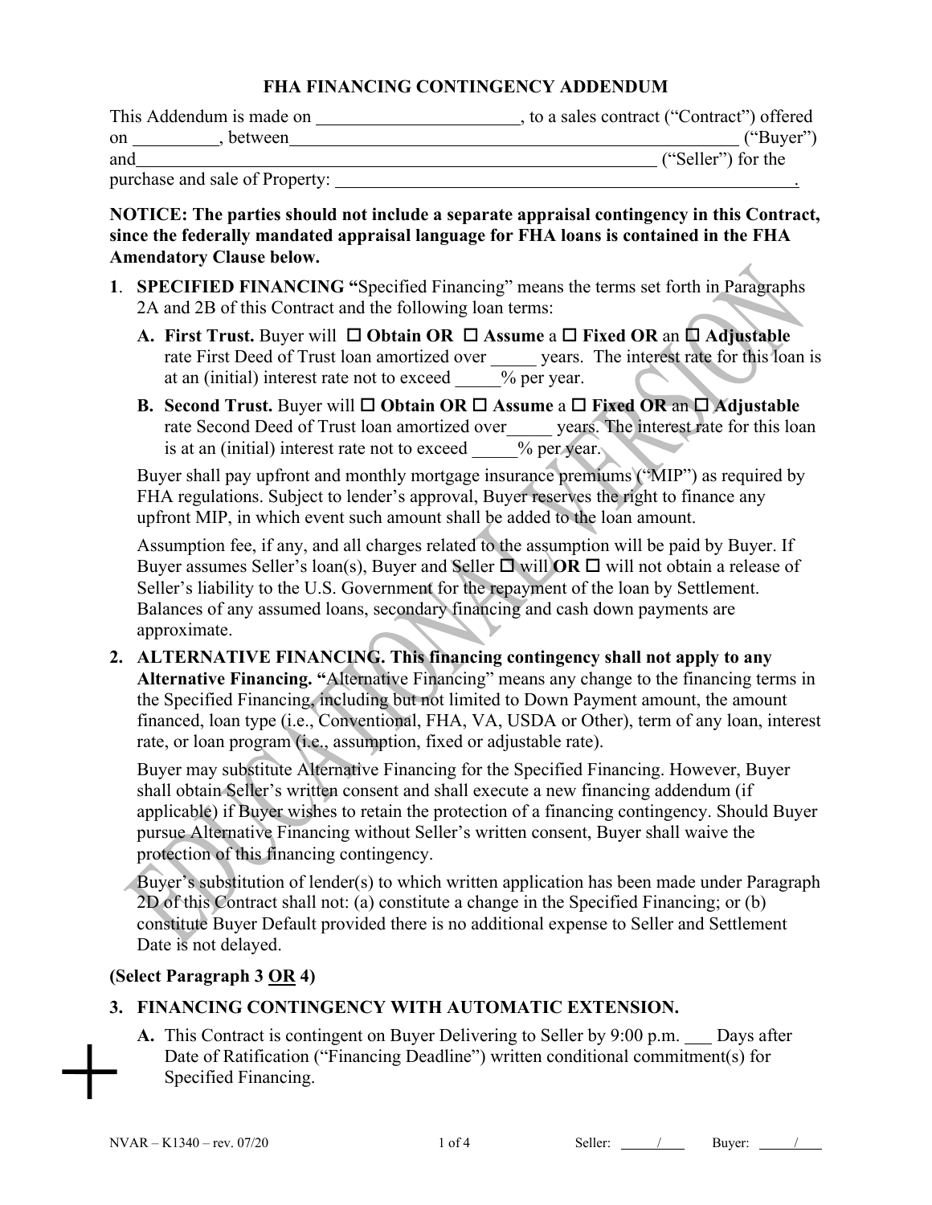# FHA FINANCING CONTINGENCY ADDENDUM

This Addendum is made on ______________________, to a sales contract ("Contract") offered on _________, between_________________________________________________ ("Buyer") and_________________________________________________________ ("Seller") for the purchase and sale of Property: ________________________________________________.

**NOTICE: The parties should not include a separate appraisal contingency in this Contract, since the federally mandated appraisal language for FHA loans is contained in the FHA Amendatory Clause below.**

1. **SPECIFIED FINANCING "**Specified Financing" means the terms set forth in Paragraphs 2A and 2B of this Contract and the following loan terms:

   **A. First Trust.** Buyer will ☐ **Obtain OR** ☐ **Assume** a ☐ **Fixed OR** an ☐ **Adjustable** rate First Deed of Trust loan amortized over _____ years. The interest rate for this loan is at an (initial) interest rate not to exceed _____% per year.

   **B. Second Trust.** Buyer will ☐ **Obtain OR** ☐ **Assume** a ☐ **Fixed OR** an ☐ **Adjustable** rate Second Deed of Trust loan amortized over_____ years. The interest rate for this loan is at an (initial) interest rate not to exceed _____% per year.

   Buyer shall pay upfront and monthly mortgage insurance premiums ("MIP") as required by FHA regulations. Subject to lender's approval, Buyer reserves the right to finance any upfront MIP, in which event such amount shall be added to the loan amount.

   Assumption fee, if any, and all charges related to the assumption will be paid by Buyer. If Buyer assumes Seller's loan(s), Buyer and Seller ☐ will **OR** ☐ will not obtain a release of Seller's liability to the U.S. Government for the repayment of the loan by Settlement. Balances of any assumed loans, secondary financing and cash down payments are approximate.

2. **ALTERNATIVE FINANCING. This financing contingency shall not apply to any Alternative Financing. "**Alternative Financing" means any change to the financing terms in the Specified Financing, including but not limited to Down Payment amount, the amount financed, loan type (i.e., Conventional, FHA, VA, USDA or Other), term of any loan, interest rate, or loan program (i.e., assumption, fixed or adjustable rate).

   Buyer may substitute Alternative Financing for the Specified Financing. However, Buyer shall obtain Seller's written consent and shall execute a new financing addendum (if applicable) if Buyer wishes to retain the protection of a financing contingency. Should Buyer pursue Alternative Financing without Seller's written consent, Buyer shall waive the protection of this financing contingency.

   Buyer's substitution of lender(s) to which written application has been made under Paragraph 2D of this Contract shall not: (a) constitute a change in the Specified Financing; or (b) constitute Buyer Default provided there is no additional expense to Seller and Settlement Date is not delayed.

**(Select Paragraph 3 OR 4)**

3. **FINANCING CONTINGENCY WITH AUTOMATIC EXTENSION.**

   **A.** This Contract is contingent on Buyer Delivering to Seller by 9:00 p.m. ___ Days after Date of Ratification ("Financing Deadline") written conditional commitment(s) for Specified Financing.

NVAR – K1340 – rev. 07/20

Seller: _____/____ Buyer: _____/____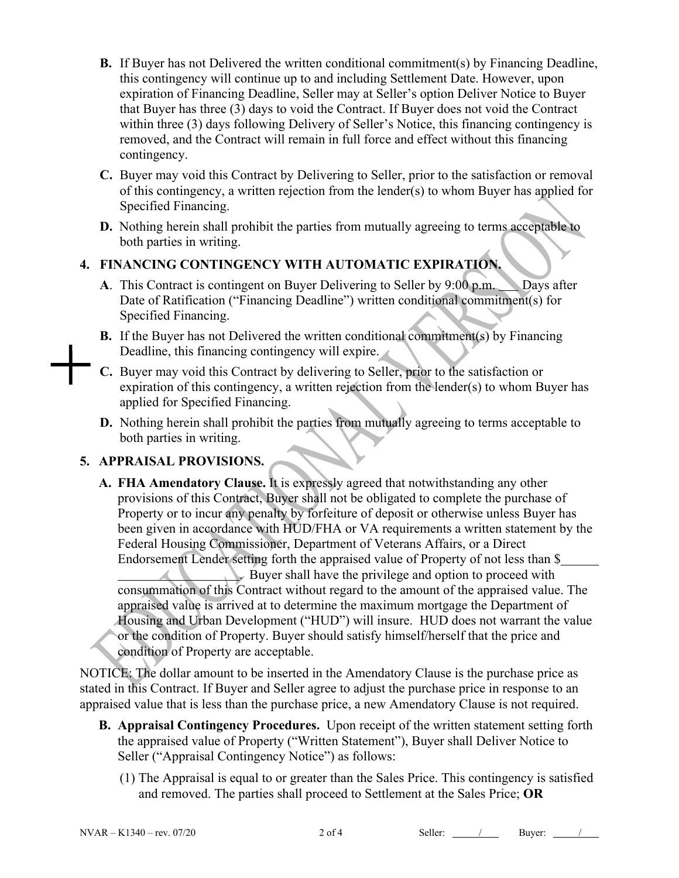**B.** If Buyer has not Delivered the written conditional commitment(s) by Financing Deadline, this contingency will continue up to and including Settlement Date. However, upon expiration of Financing Deadline, Seller may at Seller's option Deliver Notice to Buyer that Buyer has three (3) days to void the Contract. If Buyer does not void the Contract within three (3) days following Delivery of Seller's Notice, this financing contingency is removed, and the Contract will remain in full force and effect without this financing contingency.

**C.** Buyer may void this Contract by Delivering to Seller, prior to the satisfaction or removal of this contingency, a written rejection from the lender(s) to whom Buyer has applied for Specified Financing.

**D.** Nothing herein shall prohibit the parties from mutually agreeing to terms acceptable to both parties in writing.

## 4. FINANCING CONTINGENCY WITH AUTOMATIC EXPIRATION.

**A**. This Contract is contingent on Buyer Delivering to Seller by 9:00 p.m. ___ Days after Date of Ratification ("Financing Deadline") written conditional commitment(s) for Specified Financing.

**B.** If the Buyer has not Delivered the written conditional commitment(s) by Financing Deadline, this financing contingency will expire.

**C.** Buyer may void this Contract by delivering to Seller, prior to the satisfaction or expiration of this contingency, a written rejection from the lender(s) to whom Buyer has applied for Specified Financing.

**D.** Nothing herein shall prohibit the parties from mutually agreeing to terms acceptable to both parties in writing.

## 5. APPRAISAL PROVISIONS.

**A. FHA Amendatory Clause.** It is expressly agreed that notwithstanding any other provisions of this Contract, Buyer shall not be obligated to complete the purchase of Property or to incur any penalty by forfeiture of deposit or otherwise unless Buyer has been given in accordance with HUD/FHA or VA requirements a written statement by the Federal Housing Commissioner, Department of Veterans Affairs, or a Direct Endorsement Lender setting forth the appraised value of Property of not less than $________________________. Buyer shall have the privilege and option to proceed with consummation of this Contract without regard to the amount of the appraised value. The appraised value is arrived at to determine the maximum mortgage the Department of Housing and Urban Development ("HUD") will insure. HUD does not warrant the value or the condition of Property. Buyer should satisfy himself/herself that the price and condition of Property are acceptable.

NOTICE: The dollar amount to be inserted in the Amendatory Clause is the purchase price as stated in this Contract. If Buyer and Seller agree to adjust the purchase price in response to an appraised value that is less than the purchase price, a new Amendatory Clause is not required.

**B. Appraisal Contingency Procedures.** Upon receipt of the written statement setting forth the appraised value of Property ("Written Statement"), Buyer shall Deliver Notice to Seller ("Appraisal Contingency Notice") as follows:

(1) The Appraisal is equal to or greater than the Sales Price. This contingency is satisfied and removed. The parties shall proceed to Settlement at the Sales Price; **OR**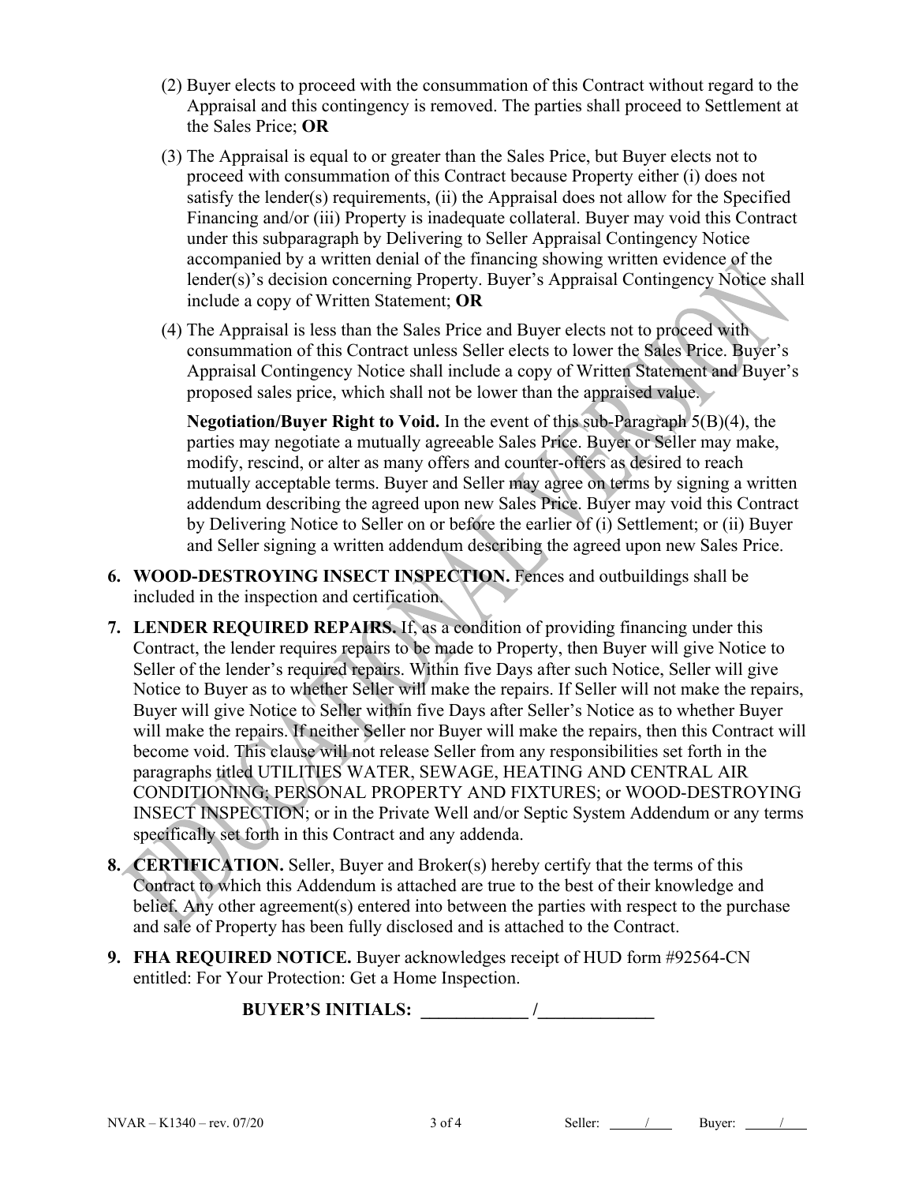(2) Buyer elects to proceed with the consummation of this Contract without regard to the Appraisal and this contingency is removed. The parties shall proceed to Settlement at the Sales Price; **OR**

(3) The Appraisal is equal to or greater than the Sales Price, but Buyer elects not to proceed with consummation of this Contract because Property either (i) does not satisfy the lender(s) requirements, (ii) the Appraisal does not allow for the Specified Financing and/or (iii) Property is inadequate collateral. Buyer may void this Contract under this subparagraph by Delivering to Seller Appraisal Contingency Notice accompanied by a written denial of the financing showing written evidence of the lender(s)'s decision concerning Property. Buyer's Appraisal Contingency Notice shall include a copy of Written Statement; **OR**

(4) The Appraisal is less than the Sales Price and Buyer elects not to proceed with consummation of this Contract unless Seller elects to lower the Sales Price. Buyer's Appraisal Contingency Notice shall include a copy of Written Statement and Buyer's proposed sales price, which shall not be lower than the appraised value.

**Negotiation/Buyer Right to Void.** In the event of this sub-Paragraph 5(B)(4), the parties may negotiate a mutually agreeable Sales Price. Buyer or Seller may make, modify, rescind, or alter as many offers and counter-offers as desired to reach mutually acceptable terms. Buyer and Seller may agree on terms by signing a written addendum describing the agreed upon new Sales Price. Buyer may void this Contract by Delivering Notice to Seller on or before the earlier of (i) Settlement; or (ii) Buyer and Seller signing a written addendum describing the agreed upon new Sales Price.

6. **WOOD-DESTROYING INSECT INSPECTION.** Fences and outbuildings shall be included in the inspection and certification.

7. **LENDER REQUIRED REPAIRS.** If, as a condition of providing financing under this Contract, the lender requires repairs to be made to Property, then Buyer will give Notice to Seller of the lender's required repairs. Within five Days after such Notice, Seller will give Notice to Buyer as to whether Seller will make the repairs. If Seller will not make the repairs, Buyer will give Notice to Seller within five Days after Seller's Notice as to whether Buyer will make the repairs. If neither Seller nor Buyer will make the repairs, then this Contract will become void. This clause will not release Seller from any responsibilities set forth in the paragraphs titled UTILITIES WATER, SEWAGE, HEATING AND CENTRAL AIR CONDITIONING; PERSONAL PROPERTY AND FIXTURES; or WOOD-DESTROYING INSECT INSPECTION; or in the Private Well and/or Septic System Addendum or any terms specifically set forth in this Contract and any addenda.

8. **CERTIFICATION.** Seller, Buyer and Broker(s) hereby certify that the terms of this Contract to which this Addendum is attached are true to the best of their knowledge and belief. Any other agreement(s) entered into between the parties with respect to the purchase and sale of Property has been fully disclosed and is attached to the Contract.

9. **FHA REQUIRED NOTICE.** Buyer acknowledges receipt of HUD form #92564-CN entitled: For Your Protection: Get a Home Inspection.

**BUYER'S INITIALS: ____________ /_____________**

NVAR – K1340 – rev. 07/20 Seller: _____/_____ Buyer: _____/_____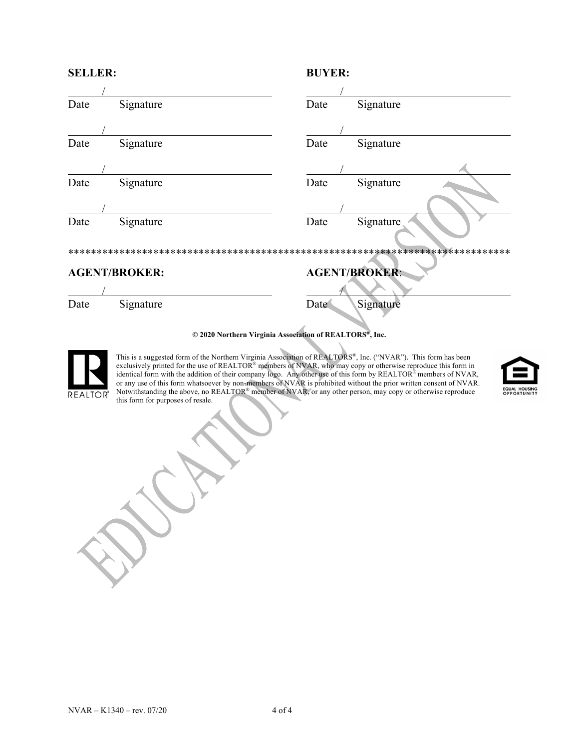| **SELLER:** | | **BUYER:** | |
|---|---|---|---|
| ____/____ | ________________________ | ____/____ | ________________________ |
| Date | Signature | Date | Signature |
| ____/____ | ________________________ | ____/____ | ________________________ |
| Date | Signature | Date | Signature |
| ____/____ | ________________________ | ____/____ | ________________________ |
| Date | Signature | Date | Signature |
| ____/____ | ________________________ | ____/____ | ________________________ |
| Date | Signature | Date | Signature |

******************************************************************************

| **AGENT/BROKER:** | | **AGENT/BROKER**: | |
|---|---|---|---|
| ____/____ | ________________________ | ____/____ | ________________________ |
| Date | Signature | Date | Signature |

**© 2020 Northern Virginia Association of REALTORS®, Inc.**

This is a suggested form of the Northern Virginia Association of REALTORS®, Inc. ("NVAR"). This form has been exclusively printed for the use of REALTOR® members of NVAR, who may copy or otherwise reproduce this form in identical form with the addition of their company logo. Any other use of this form by REALTOR® members of NVAR, or any use of this form whatsoever by non-members of NVAR is prohibited without the prior written consent of NVAR. Notwithstanding the above, no REALTOR® member of NVAR, or any other person, may copy or otherwise reproduce this form for purposes of resale.

EDUCATIONAL VERSION

NVAR – K1340 – rev. 07/20